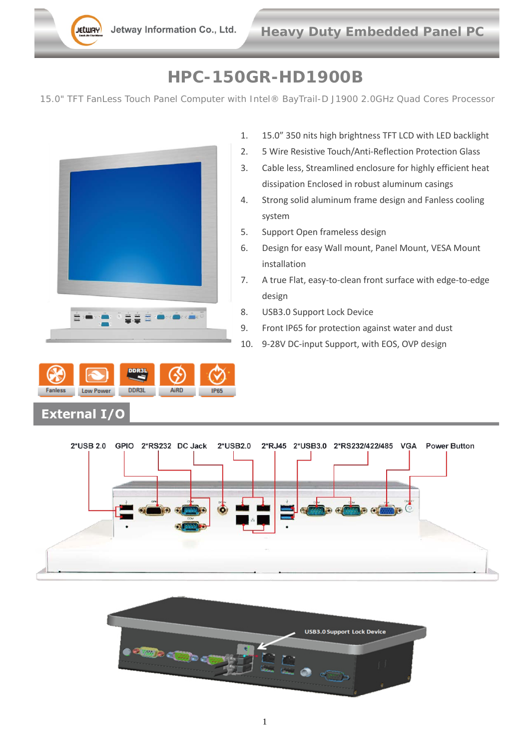Jetway Information Co., Ltd. — Heavy Duty Embedded Panel PC

# HPC-150GR-HD1900B

15.0" TFT FanLess Touch Panel Computer with Intel® BayTrail-D J1900 2.0GHz Quad Cores Processor

1. 15.0" 350 nits high brightness TFT LCD with LED backlight
2. 5 Wire Resistive Touch/Anti-Reflection Protection Glass
3. Cable less, Streamlined enclosure for highly efficient heat dissipation Enclosed in robust aluminum casings
4. Strong solid aluminum frame design and Fanless cooling system
5. Support Open frameless design
6. Design for easy Wall mount, Panel Mount, VESA Mount installation
7. A true Flat, easy-to-clean front surface with edge-to-edge design
8. USB3.0 Support Lock Device
9. Front IP65 for protection against water and dust
10. 9-28V DC-input Support, with EOS, OVP design

Fanless | Low Power | DDR3L | AiRD | IP65

## External I/O

2*USB 2.0 | GPIO | 2*RS232 | DC Jack | 2*USB2.0 | 2*RJ45 | 2*USB3.0 | 2*RS232/422/485 | VGA | Power Button

USB3.0 Support Lock Device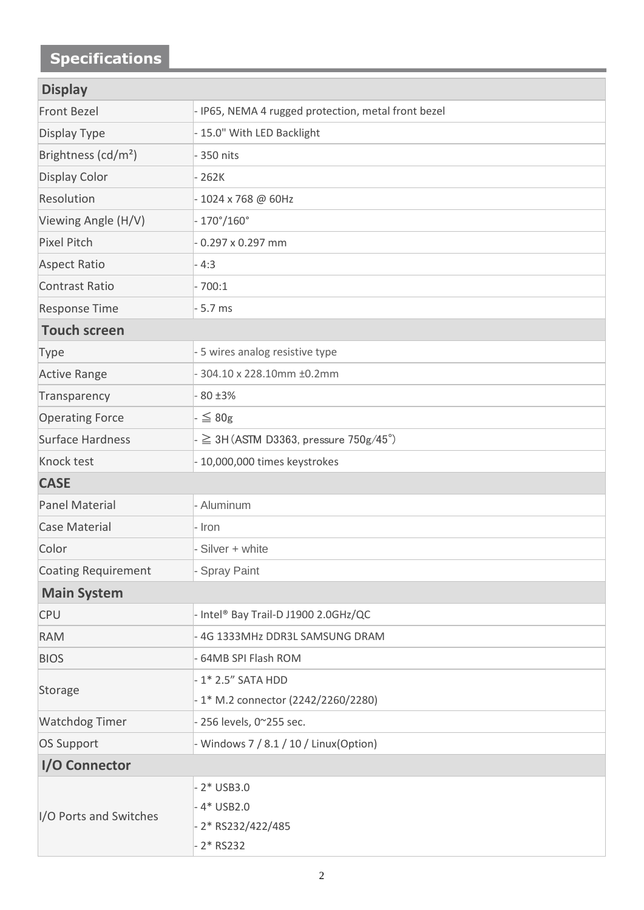## Specifications

| Display | |
|---|---|
| Front Bezel | - IP65, NEMA 4 rugged protection, metal front bezel |
| Display Type | - 15.0" With LED Backlight |
| Brightness (cd/m²) | - 350 nits |
| Display Color | - 262K |
| Resolution | - 1024 x 768 @ 60Hz |
| Viewing Angle (H/V) | - 170°/160° |
| Pixel Pitch | - 0.297 x 0.297 mm |
| Aspect Ratio | - 4:3 |
| Contrast Ratio | - 700:1 |
| Response Time | - 5.7 ms |
| **Touch screen** | |
| Type | - 5 wires analog resistive type |
| Active Range | - 304.10 x 228.10mm ±0.2mm |
| Transparency | - 80 ±3% |
| Operating Force | - ≦ 80g |
| Surface Hardness | - ≧ 3H（ASTM D3363, pressure 750g/45°） |
| Knock test | - 10,000,000 times keystrokes |
| **CASE** | |
| Panel Material | - Aluminum |
| Case Material | - Iron |
| Color | - Silver + white |
| Coating Requirement | - Spray Paint |
| **Main System** | |
| CPU | - Intel® Bay Trail-D J1900 2.0GHz/QC |
| RAM | - 4G 1333MHz DDR3L SAMSUNG DRAM |
| BIOS | - 64MB SPI Flash ROM |
| Storage | - 1* 2.5" SATA HDD<br>- 1* M.2 connector (2242/2260/2280) |
| Watchdog Timer | - 256 levels, 0~255 sec. |
| OS Support | - Windows 7 / 8.1 / 10 / Linux(Option) |
| **I/O Connector** | |
| I/O Ports and Switches | - 2* USB3.0<br>- 4* USB2.0<br>- 2* RS232/422/485<br>- 2* RS232 |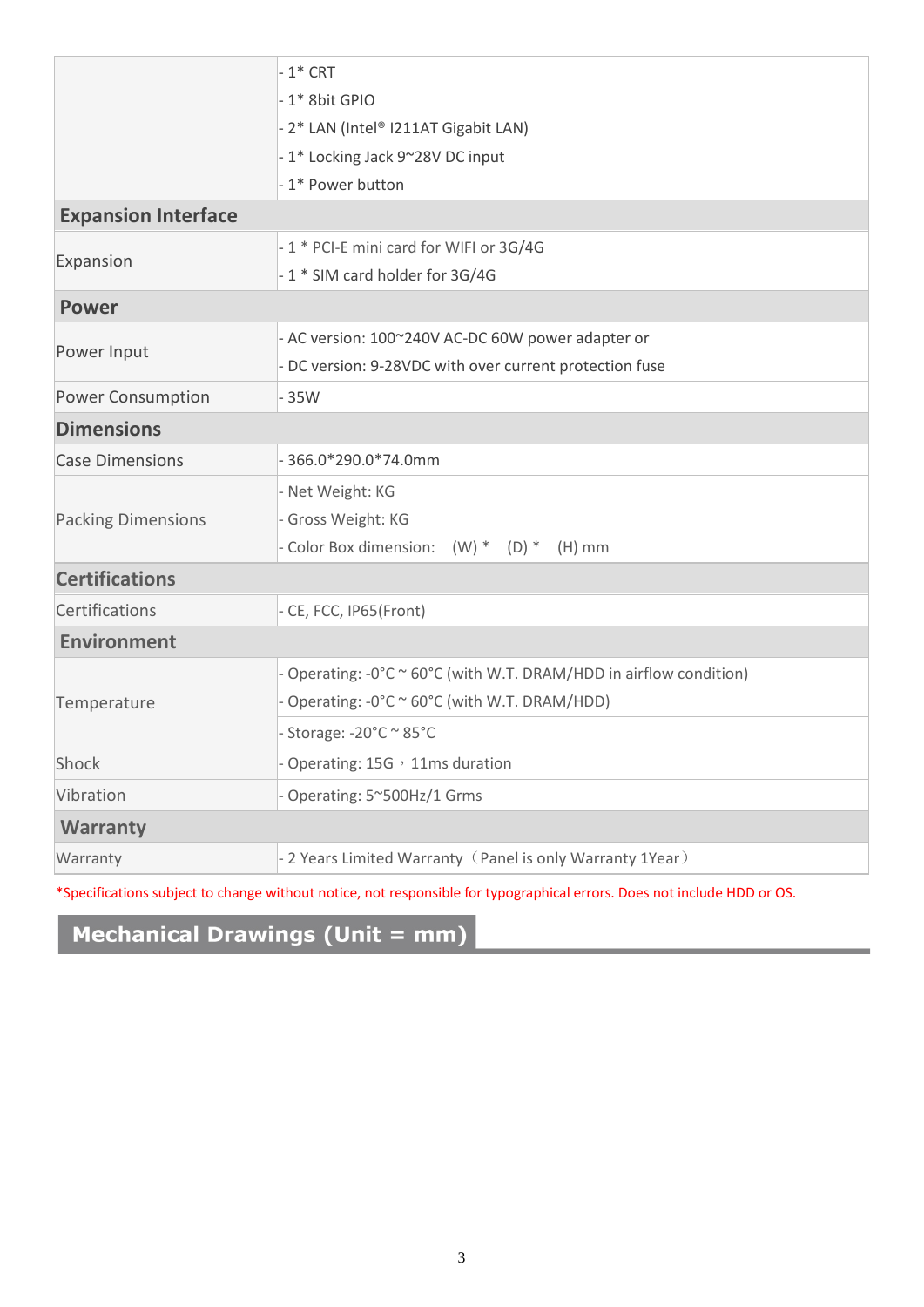| | |
|---|---|
| | - 1* CRT<br>- 1* 8bit GPIO<br>- 2* LAN (Intel® I211AT Gigabit LAN)<br>- 1* Locking Jack 9~28V DC input<br>- 1* Power button |
| **Expansion Interface** | |
| Expansion | - 1 * PCI-E mini card for WIFI or 3G/4G<br>- 1 * SIM card holder for 3G/4G |
| **Power** | |
| Power Input | - AC version: 100~240V AC-DC 60W power adapter or<br>- DC version: 9-28VDC with over current protection fuse |
| Power Consumption | - 35W |
| **Dimensions** | |
| Case Dimensions | - 366.0*290.0*74.0mm |
| Packing Dimensions | - Net Weight: KG<br>- Gross Weight: KG<br>- Color Box dimension: (W) * (D) * (H) mm |
| **Certifications** | |
| Certifications | - CE, FCC, IP65(Front) |
| **Environment** | |
| Temperature | - Operating: -0°C ~ 60°C (with W.T. DRAM/HDD in airflow condition)<br>- Operating: -0°C ~ 60°C (with W.T. DRAM/HDD)<br>- Storage: -20°C ~ 85°C |
| Shock | - Operating: 15G，11ms duration |
| Vibration | - Operating: 5~500Hz/1 Grms |
| **Warranty** | |
| Warranty | - 2 Years Limited Warranty（Panel is only Warranty 1Year） |

*Specifications subject to change without notice, not responsible for typographical errors. Does not include HDD or OS.

## Mechanical Drawings (Unit = mm)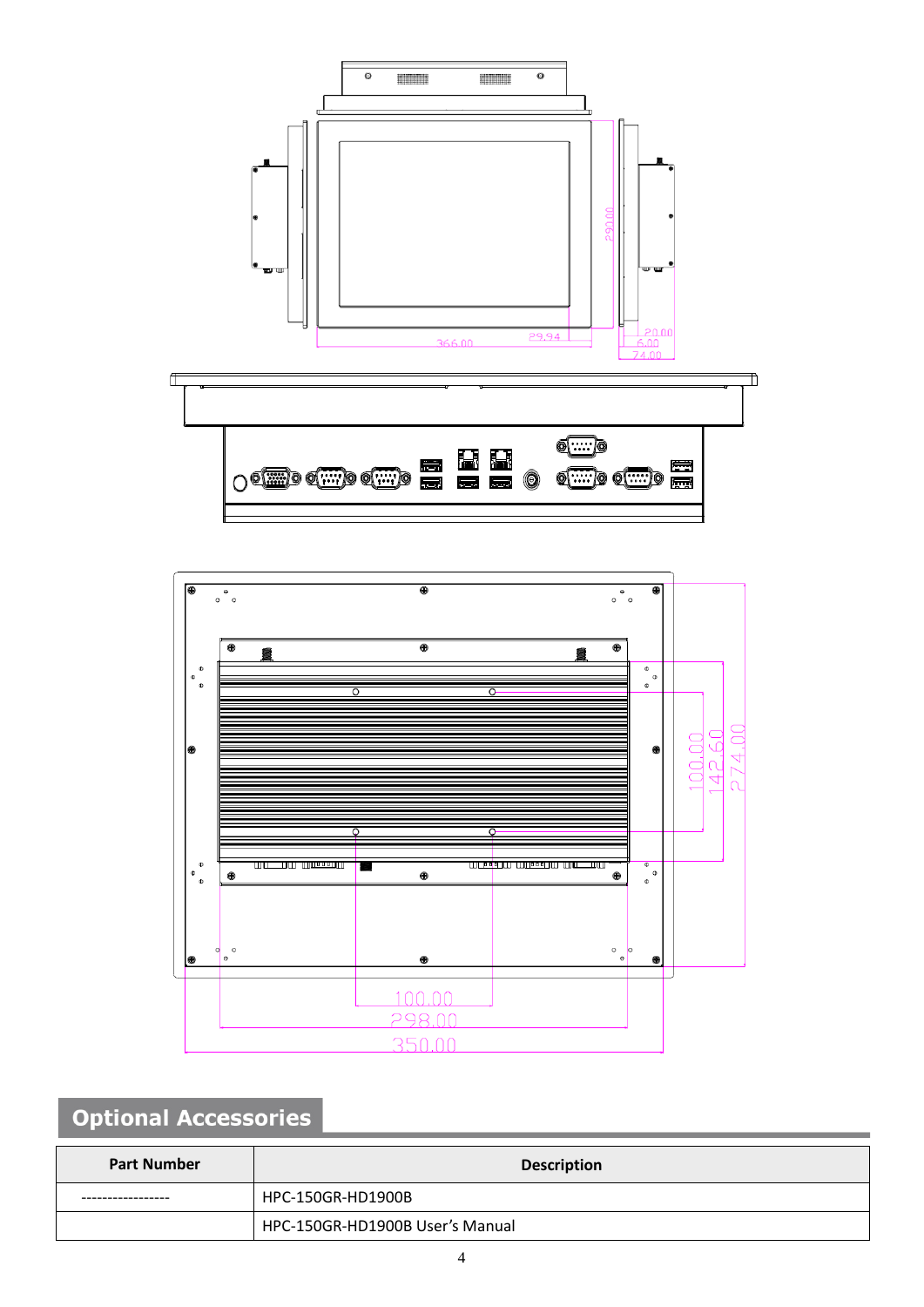## Optional Accessories

| Part Number | Description |
|---|---|
| ----------------- | HPC-150GR-HD1900B |
| | HPC-150GR-HD1900B User's Manual |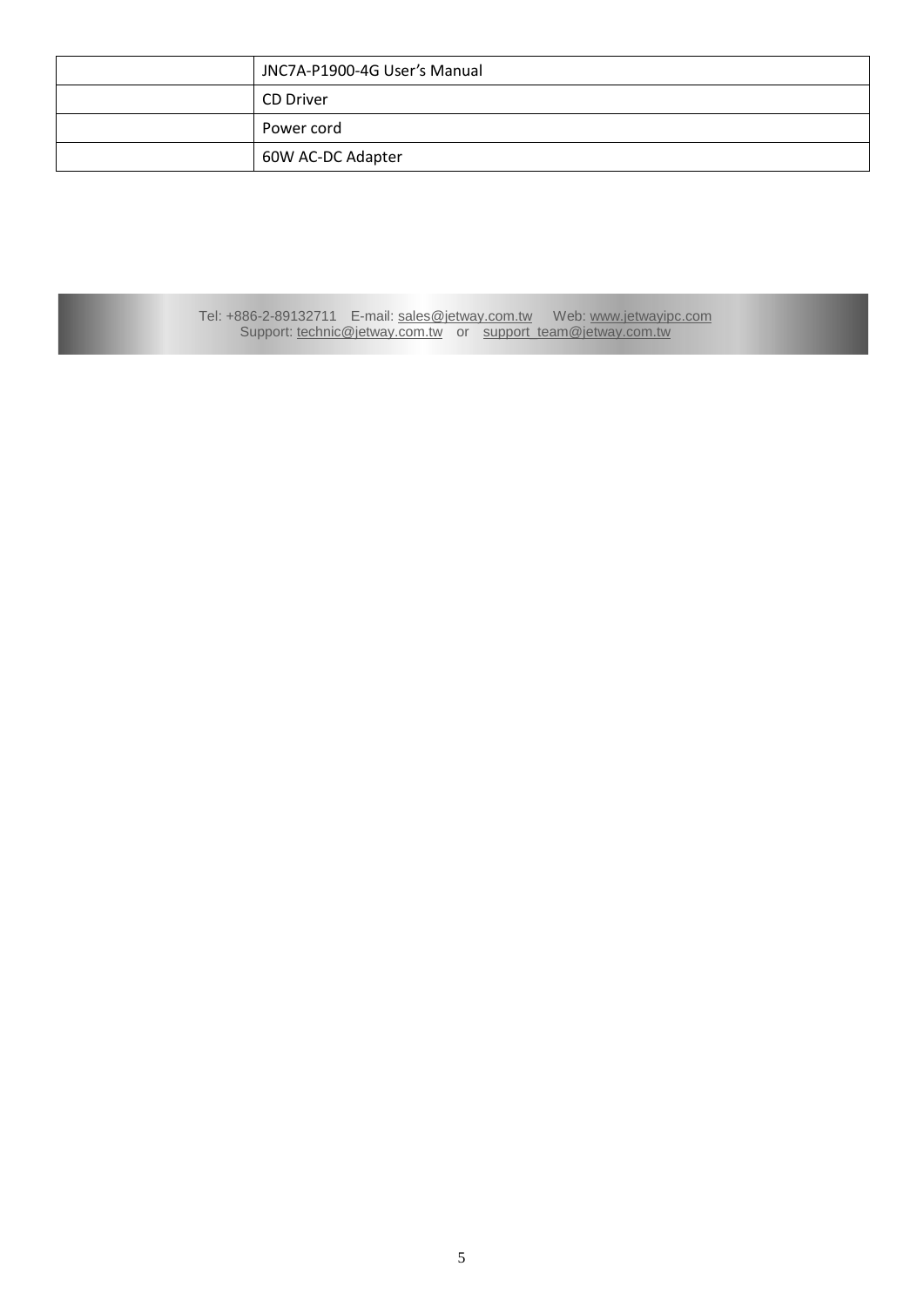| | |
|---|---|
| | JNC7A-P1900-4G User's Manual |
| | CD Driver |
| | Power cord |
| | 60W AC-DC Adapter |

Tel: +886-2-89132711 E-mail: sales@jetway.com.tw Web: www.jetwayipc.com
Support: technic@jetway.com.tw or support_team@jetway.com.tw